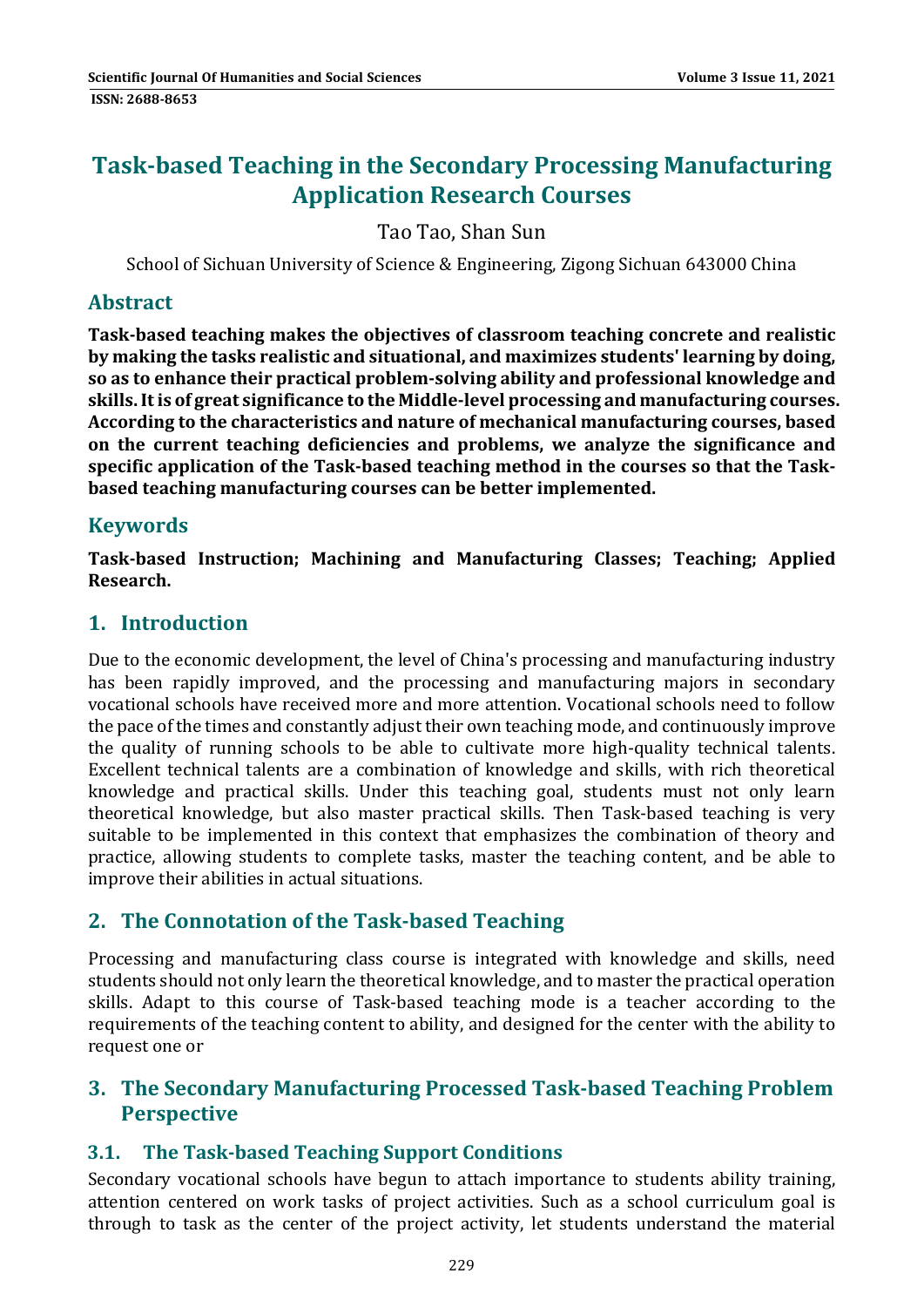# Task-based Teaching in the Secondary Processing Manufacturing Application Research Courses

Tao Tao, Shan Sun

School of Sichuan University of Science & Engineering, Zigong Sichuan 643000 China

## Abstract

**Task-based teaching makes the objectives of classroom teaching concrete and realistic by making the tasks realistic and situational, and maximizes students' learning by doing, so as to enhance their practical problem-solving ability and professional knowledge and skills. It is of great significance to the Middle-level processing and manufacturing courses. According to the characteristics and nature of mechanical manufacturing courses, based on the current teaching deficiencies and problems, we analyze the significance and specific application of the Task-based teaching method in the courses so that the Task-based teaching manufacturing courses can be better implemented.**

## Keywords

**Task-based Instruction; Machining and Manufacturing Classes; Teaching; Applied Research.**

## 1. Introduction

Due to the economic development, the level of China's processing and manufacturing industry has been rapidly improved, and the processing and manufacturing majors in secondary vocational schools have received more and more attention. Vocational schools need to follow the pace of the times and constantly adjust their own teaching mode, and continuously improve the quality of running schools to be able to cultivate more high-quality technical talents. Excellent technical talents are a combination of knowledge and skills, with rich theoretical knowledge and practical skills. Under this teaching goal, students must not only learn theoretical knowledge, but also master practical skills. Then Task-based teaching is very suitable to be implemented in this context that emphasizes the combination of theory and practice, allowing students to complete tasks, master the teaching content, and be able to improve their abilities in actual situations.

## 2. The Connotation of the Task-based Teaching

Processing and manufacturing class course is integrated with knowledge and skills, need students should not only learn the theoretical knowledge, and to master the practical operation skills. Adapt to this course of Task-based teaching mode is a teacher according to the requirements of the teaching content to ability, and designed for the center with the ability to request one or

## 3. The Secondary Manufacturing Processed Task-based Teaching Problem Perspective

### 3.1. The Task-based Teaching Support Conditions

Secondary vocational schools have begun to attach importance to students ability training, attention centered on work tasks of project activities. Such as a school curriculum goal is through to task as the center of the project activity, let students understand the material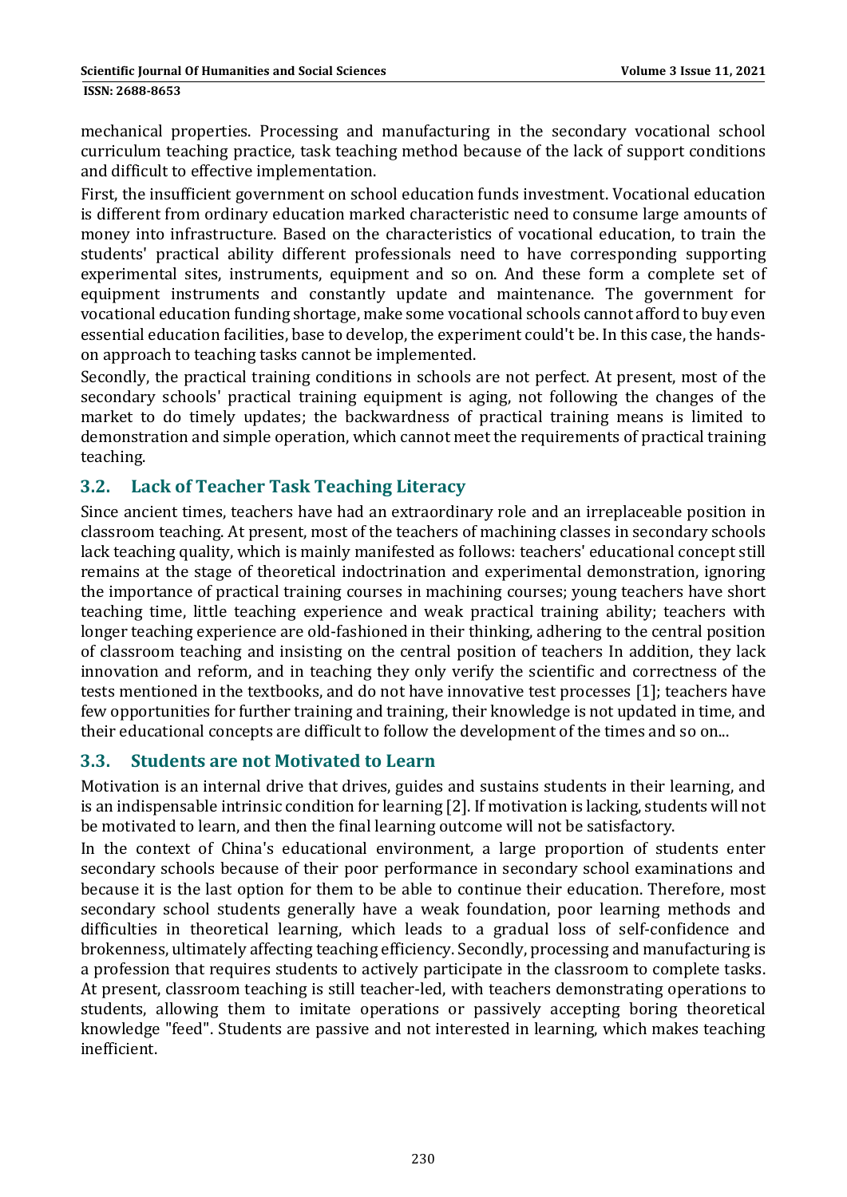mechanical properties. Processing and manufacturing in the secondary vocational school curriculum teaching practice, task teaching method because of the lack of support conditions and difficult to effective implementation.

First, the insufficient government on school education funds investment. Vocational education is different from ordinary education marked characteristic need to consume large amounts of money into infrastructure. Based on the characteristics of vocational education, to train the students' practical ability different professionals need to have corresponding supporting experimental sites, instruments, equipment and so on. And these form a complete set of equipment instruments and constantly update and maintenance. The government for vocational education funding shortage, make some vocational schools cannot afford to buy even essential education facilities, base to develop, the experiment could't be. In this case, the hands-on approach to teaching tasks cannot be implemented.

Secondly, the practical training conditions in schools are not perfect. At present, most of the secondary schools' practical training equipment is aging, not following the changes of the market to do timely updates; the backwardness of practical training means is limited to demonstration and simple operation, which cannot meet the requirements of practical training teaching.

## 3.2. Lack of Teacher Task Teaching Literacy

Since ancient times, teachers have had an extraordinary role and an irreplaceable position in classroom teaching. At present, most of the teachers of machining classes in secondary schools lack teaching quality, which is mainly manifested as follows: teachers' educational concept still remains at the stage of theoretical indoctrination and experimental demonstration, ignoring the importance of practical training courses in machining courses; young teachers have short teaching time, little teaching experience and weak practical training ability; teachers with longer teaching experience are old-fashioned in their thinking, adhering to the central position of classroom teaching and insisting on the central position of teachers In addition, they lack innovation and reform, and in teaching they only verify the scientific and correctness of the tests mentioned in the textbooks, and do not have innovative test processes [1]; teachers have few opportunities for further training and training, their knowledge is not updated in time, and their educational concepts are difficult to follow the development of the times and so on...

## 3.3. Students are not Motivated to Learn

Motivation is an internal drive that drives, guides and sustains students in their learning, and is an indispensable intrinsic condition for learning [2]. If motivation is lacking, students will not be motivated to learn, and then the final learning outcome will not be satisfactory.

In the context of China's educational environment, a large proportion of students enter secondary schools because of their poor performance in secondary school examinations and because it is the last option for them to be able to continue their education. Therefore, most secondary school students generally have a weak foundation, poor learning methods and difficulties in theoretical learning, which leads to a gradual loss of self-confidence and brokenness, ultimately affecting teaching efficiency. Secondly, processing and manufacturing is a profession that requires students to actively participate in the classroom to complete tasks. At present, classroom teaching is still teacher-led, with teachers demonstrating operations to students, allowing them to imitate operations or passively accepting boring theoretical knowledge "feed". Students are passive and not interested in learning, which makes teaching inefficient.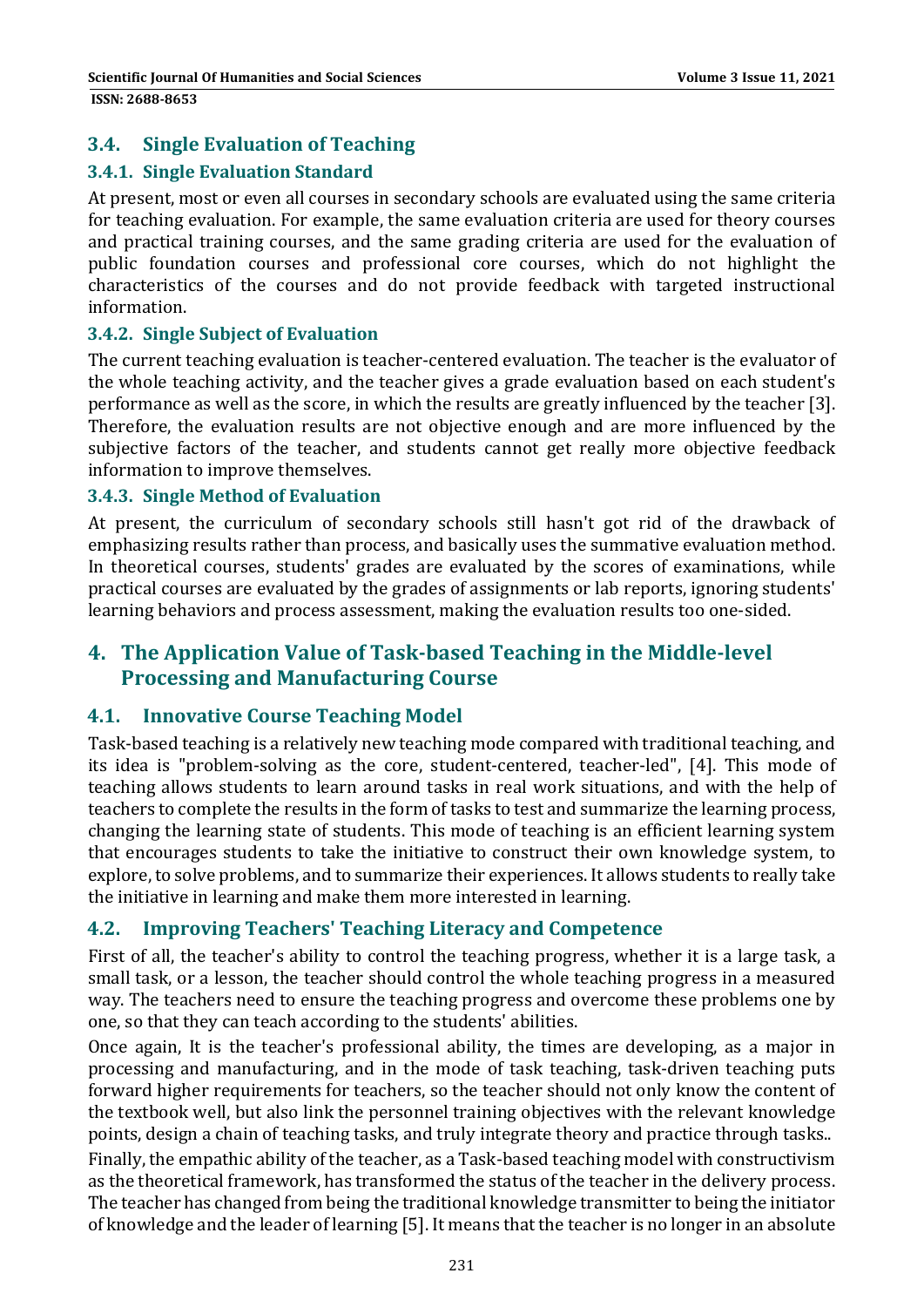## 3.4. Single Evaluation of Teaching

### 3.4.1. Single Evaluation Standard

At present, most or even all courses in secondary schools are evaluated using the same criteria for teaching evaluation. For example, the same evaluation criteria are used for theory courses and practical training courses, and the same grading criteria are used for the evaluation of public foundation courses and professional core courses, which do not highlight the characteristics of the courses and do not provide feedback with targeted instructional information.

### 3.4.2. Single Subject of Evaluation

The current teaching evaluation is teacher-centered evaluation. The teacher is the evaluator of the whole teaching activity, and the teacher gives a grade evaluation based on each student's performance as well as the score, in which the results are greatly influenced by the teacher [3]. Therefore, the evaluation results are not objective enough and are more influenced by the subjective factors of the teacher, and students cannot get really more objective feedback information to improve themselves.

### 3.4.3. Single Method of Evaluation

At present, the curriculum of secondary schools still hasn't got rid of the drawback of emphasizing results rather than process, and basically uses the summative evaluation method. In theoretical courses, students' grades are evaluated by the scores of examinations, while practical courses are evaluated by the grades of assignments or lab reports, ignoring students' learning behaviors and process assessment, making the evaluation results too one-sided.

# 4. The Application Value of Task-based Teaching in the Middle-level Processing and Manufacturing Course

## 4.1. Innovative Course Teaching Model

Task-based teaching is a relatively new teaching mode compared with traditional teaching, and its idea is "problem-solving as the core, student-centered, teacher-led", [4]. This mode of teaching allows students to learn around tasks in real work situations, and with the help of teachers to complete the results in the form of tasks to test and summarize the learning process, changing the learning state of students. This mode of teaching is an efficient learning system that encourages students to take the initiative to construct their own knowledge system, to explore, to solve problems, and to summarize their experiences. It allows students to really take the initiative in learning and make them more interested in learning.

## 4.2. Improving Teachers' Teaching Literacy and Competence

First of all, the teacher's ability to control the teaching progress, whether it is a large task, a small task, or a lesson, the teacher should control the whole teaching progress in a measured way. The teachers need to ensure the teaching progress and overcome these problems one by one, so that they can teach according to the students' abilities.

Once again, It is the teacher's professional ability, the times are developing, as a major in processing and manufacturing, and in the mode of task teaching, task-driven teaching puts forward higher requirements for teachers, so the teacher should not only know the content of the textbook well, but also link the personnel training objectives with the relevant knowledge points, design a chain of teaching tasks, and truly integrate theory and practice through tasks..

Finally, the empathic ability of the teacher, as a Task-based teaching model with constructivism as the theoretical framework, has transformed the status of the teacher in the delivery process. The teacher has changed from being the traditional knowledge transmitter to being the initiator of knowledge and the leader of learning [5]. It means that the teacher is no longer in an absolute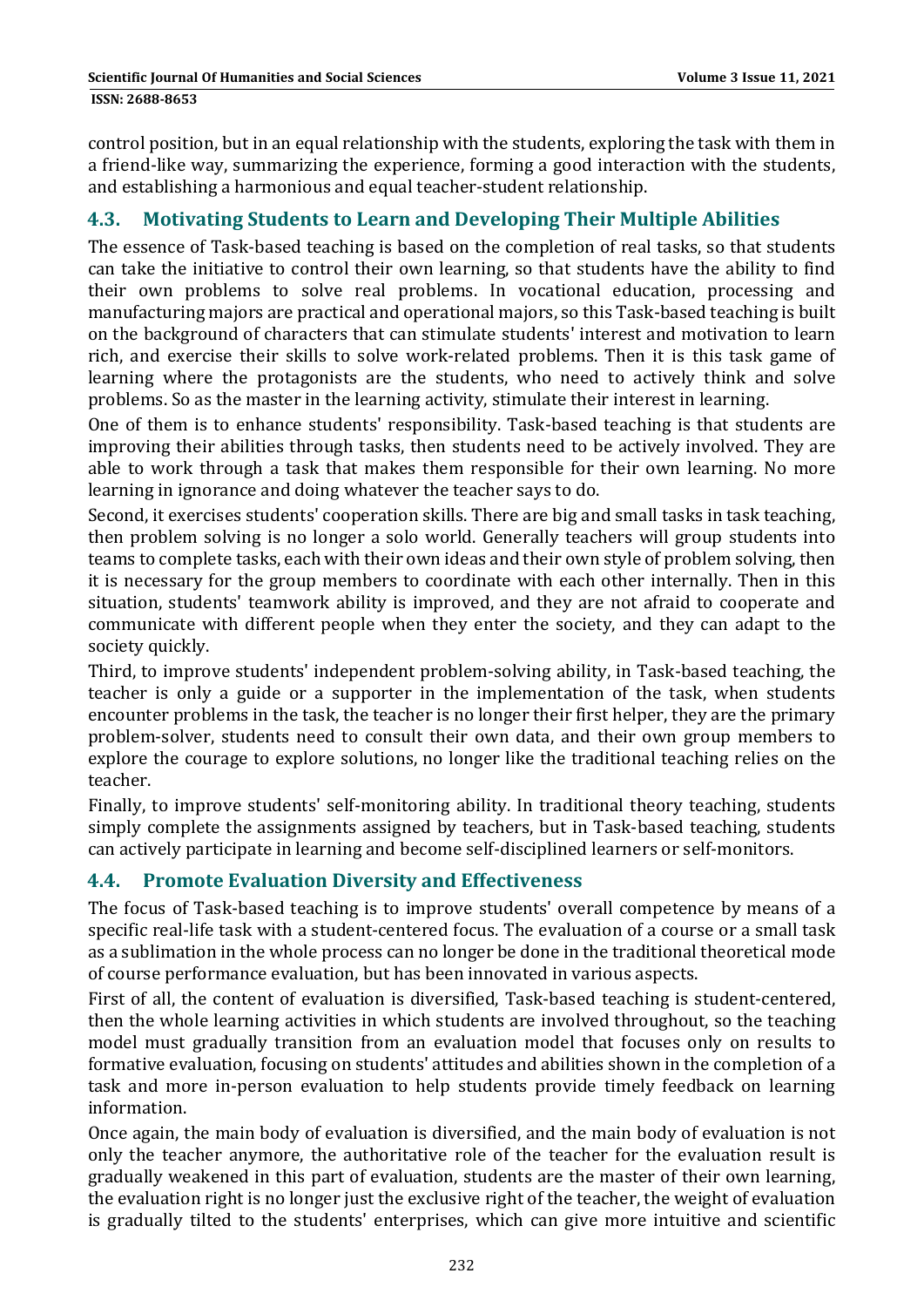control position, but in an equal relationship with the students, exploring the task with them in a friend-like way, summarizing the experience, forming a good interaction with the students, and establishing a harmonious and equal teacher-student relationship.

### 4.3. Motivating Students to Learn and Developing Their Multiple Abilities

The essence of Task-based teaching is based on the completion of real tasks, so that students can take the initiative to control their own learning, so that students have the ability to find their own problems to solve real problems. In vocational education, processing and manufacturing majors are practical and operational majors, so this Task-based teaching is built on the background of characters that can stimulate students' interest and motivation to learn rich, and exercise their skills to solve work-related problems. Then it is this task game of learning where the protagonists are the students, who need to actively think and solve problems. So as the master in the learning activity, stimulate their interest in learning.

One of them is to enhance students' responsibility. Task-based teaching is that students are improving their abilities through tasks, then students need to be actively involved. They are able to work through a task that makes them responsible for their own learning. No more learning in ignorance and doing whatever the teacher says to do.

Second, it exercises students' cooperation skills. There are big and small tasks in task teaching, then problem solving is no longer a solo world. Generally teachers will group students into teams to complete tasks, each with their own ideas and their own style of problem solving, then it is necessary for the group members to coordinate with each other internally. Then in this situation, students' teamwork ability is improved, and they are not afraid to cooperate and communicate with different people when they enter the society, and they can adapt to the society quickly.

Third, to improve students' independent problem-solving ability, in Task-based teaching, the teacher is only a guide or a supporter in the implementation of the task, when students encounter problems in the task, the teacher is no longer their first helper, they are the primary problem-solver, students need to consult their own data, and their own group members to explore the courage to explore solutions, no longer like the traditional teaching relies on the teacher.

Finally, to improve students' self-monitoring ability. In traditional theory teaching, students simply complete the assignments assigned by teachers, but in Task-based teaching, students can actively participate in learning and become self-disciplined learners or self-monitors.

### 4.4. Promote Evaluation Diversity and Effectiveness

The focus of Task-based teaching is to improve students' overall competence by means of a specific real-life task with a student-centered focus. The evaluation of a course or a small task as a sublimation in the whole process can no longer be done in the traditional theoretical mode of course performance evaluation, but has been innovated in various aspects.

First of all, the content of evaluation is diversified, Task-based teaching is student-centered, then the whole learning activities in which students are involved throughout, so the teaching model must gradually transition from an evaluation model that focuses only on results to formative evaluation, focusing on students' attitudes and abilities shown in the completion of a task and more in-person evaluation to help students provide timely feedback on learning information.

Once again, the main body of evaluation is diversified, and the main body of evaluation is not only the teacher anymore, the authoritative role of the teacher for the evaluation result is gradually weakened in this part of evaluation, students are the master of their own learning, the evaluation right is no longer just the exclusive right of the teacher, the weight of evaluation is gradually tilted to the students' enterprises, which can give more intuitive and scientific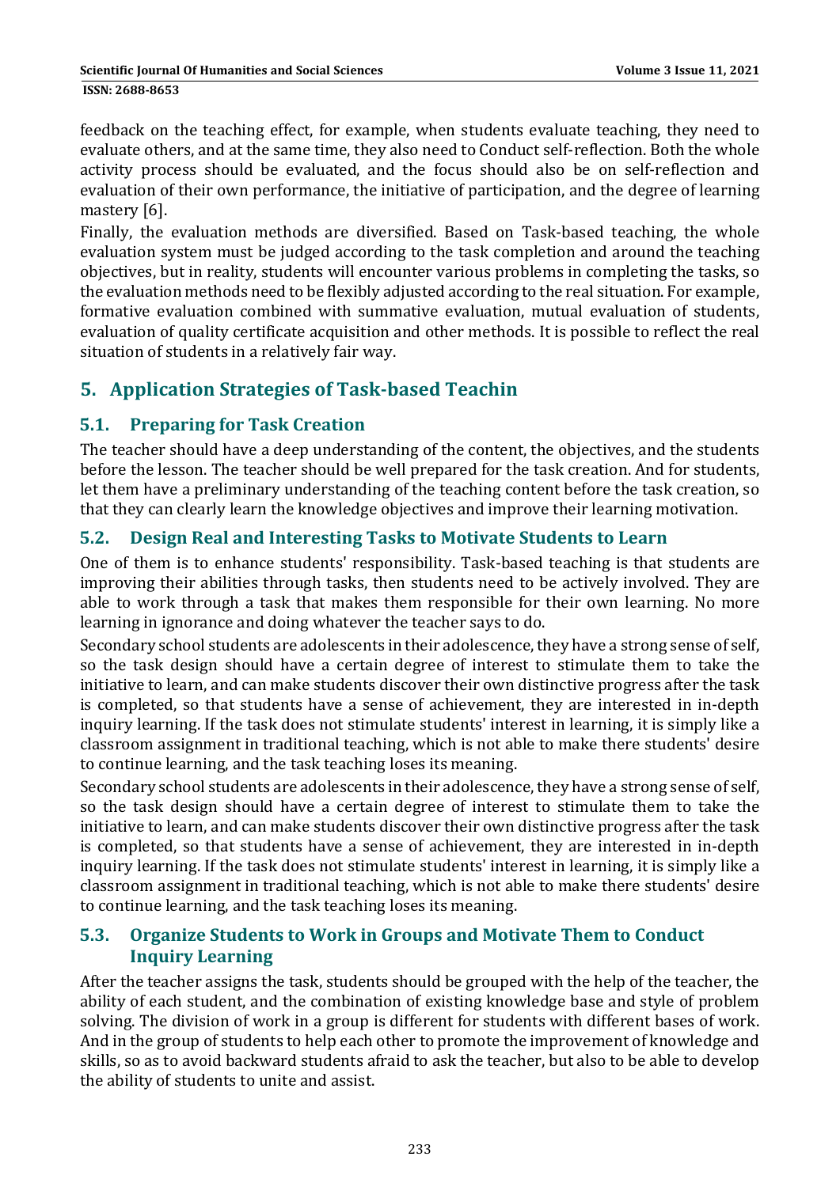feedback on the teaching effect, for example, when students evaluate teaching, they need to evaluate others, and at the same time, they also need to Conduct self-reflection. Both the whole activity process should be evaluated, and the focus should also be on self-reflection and evaluation of their own performance, the initiative of participation, and the degree of learning mastery [6].

Finally, the evaluation methods are diversified. Based on Task-based teaching, the whole evaluation system must be judged according to the task completion and around the teaching objectives, but in reality, students will encounter various problems in completing the tasks, so the evaluation methods need to be flexibly adjusted according to the real situation. For example, formative evaluation combined with summative evaluation, mutual evaluation of students, evaluation of quality certificate acquisition and other methods. It is possible to reflect the real situation of students in a relatively fair way.

## 5. Application Strategies of Task-based Teachin

### 5.1. Preparing for Task Creation

The teacher should have a deep understanding of the content, the objectives, and the students before the lesson. The teacher should be well prepared for the task creation. And for students, let them have a preliminary understanding of the teaching content before the task creation, so that they can clearly learn the knowledge objectives and improve their learning motivation.

### 5.2. Design Real and Interesting Tasks to Motivate Students to Learn

One of them is to enhance students' responsibility. Task-based teaching is that students are improving their abilities through tasks, then students need to be actively involved. They are able to work through a task that makes them responsible for their own learning. No more learning in ignorance and doing whatever the teacher says to do.

Secondary school students are adolescents in their adolescence, they have a strong sense of self, so the task design should have a certain degree of interest to stimulate them to take the initiative to learn, and can make students discover their own distinctive progress after the task is completed, so that students have a sense of achievement, they are interested in in-depth inquiry learning. If the task does not stimulate students' interest in learning, it is simply like a classroom assignment in traditional teaching, which is not able to make there students' desire to continue learning, and the task teaching loses its meaning.

Secondary school students are adolescents in their adolescence, they have a strong sense of self, so the task design should have a certain degree of interest to stimulate them to take the initiative to learn, and can make students discover their own distinctive progress after the task is completed, so that students have a sense of achievement, they are interested in in-depth inquiry learning. If the task does not stimulate students' interest in learning, it is simply like a classroom assignment in traditional teaching, which is not able to make there students' desire to continue learning, and the task teaching loses its meaning.

### 5.3. Organize Students to Work in Groups and Motivate Them to Conduct Inquiry Learning

After the teacher assigns the task, students should be grouped with the help of the teacher, the ability of each student, and the combination of existing knowledge base and style of problem solving. The division of work in a group is different for students with different bases of work. And in the group of students to help each other to promote the improvement of knowledge and skills, so as to avoid backward students afraid to ask the teacher, but also to be able to develop the ability of students to unite and assist.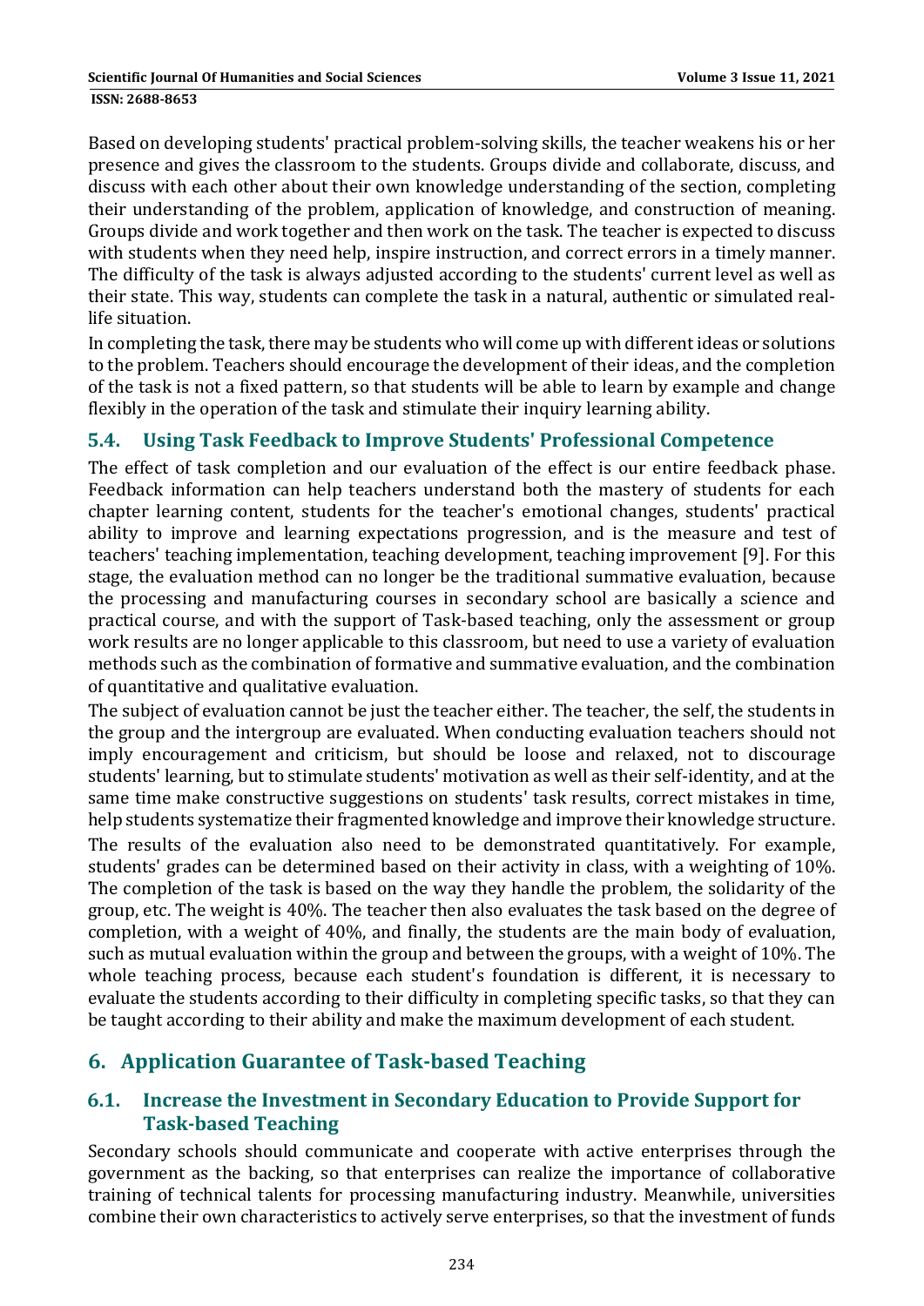Based on developing students' practical problem-solving skills, the teacher weakens his or her presence and gives the classroom to the students. Groups divide and collaborate, discuss, and discuss with each other about their own knowledge understanding of the section, completing their understanding of the problem, application of knowledge, and construction of meaning. Groups divide and work together and then work on the task. The teacher is expected to discuss with students when they need help, inspire instruction, and correct errors in a timely manner. The difficulty of the task is always adjusted according to the students' current level as well as their state. This way, students can complete the task in a natural, authentic or simulated real-life situation.

In completing the task, there may be students who will come up with different ideas or solutions to the problem. Teachers should encourage the development of their ideas, and the completion of the task is not a fixed pattern, so that students will be able to learn by example and change flexibly in the operation of the task and stimulate their inquiry learning ability.

### 5.4. Using Task Feedback to Improve Students' Professional Competence

The effect of task completion and our evaluation of the effect is our entire feedback phase. Feedback information can help teachers understand both the mastery of students for each chapter learning content, students for the teacher's emotional changes, students' practical ability to improve and learning expectations progression, and is the measure and test of teachers' teaching implementation, teaching development, teaching improvement [9]. For this stage, the evaluation method can no longer be the traditional summative evaluation, because the processing and manufacturing courses in secondary school are basically a science and practical course, and with the support of Task-based teaching, only the assessment or group work results are no longer applicable to this classroom, but need to use a variety of evaluation methods such as the combination of formative and summative evaluation, and the combination of quantitative and qualitative evaluation.

The subject of evaluation cannot be just the teacher either. The teacher, the self, the students in the group and the intergroup are evaluated. When conducting evaluation teachers should not imply encouragement and criticism, but should be loose and relaxed, not to discourage students' learning, but to stimulate students' motivation as well as their self-identity, and at the same time make constructive suggestions on students' task results, correct mistakes in time, help students systematize their fragmented knowledge and improve their knowledge structure.

The results of the evaluation also need to be demonstrated quantitatively. For example, students' grades can be determined based on their activity in class, with a weighting of 10%. The completion of the task is based on the way they handle the problem, the solidarity of the group, etc. The weight is 40%. The teacher then also evaluates the task based on the degree of completion, with a weight of 40%, and finally, the students are the main body of evaluation, such as mutual evaluation within the group and between the groups, with a weight of 10%. The whole teaching process, because each student's foundation is different, it is necessary to evaluate the students according to their difficulty in completing specific tasks, so that they can be taught according to their ability and make the maximum development of each student.

## 6. Application Guarantee of Task-based Teaching

### 6.1. Increase the Investment in Secondary Education to Provide Support for Task-based Teaching

Secondary schools should communicate and cooperate with active enterprises through the government as the backing, so that enterprises can realize the importance of collaborative training of technical talents for processing manufacturing industry. Meanwhile, universities combine their own characteristics to actively serve enterprises, so that the investment of funds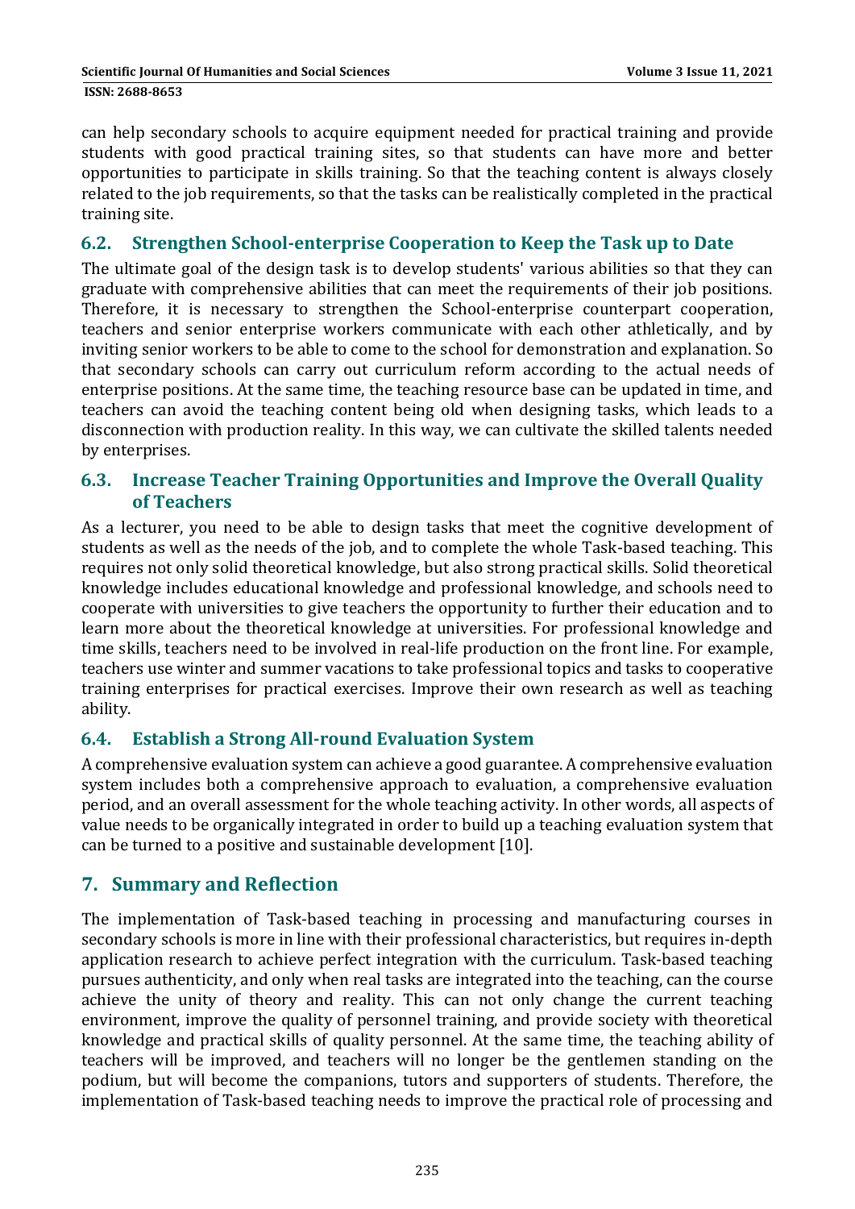can help secondary schools to acquire equipment needed for practical training and provide students with good practical training sites, so that students can have more and better opportunities to participate in skills training. So that the teaching content is always closely related to the job requirements, so that the tasks can be realistically completed in the practical training site.

### 6.2. Strengthen School-enterprise Cooperation to Keep the Task up to Date

The ultimate goal of the design task is to develop students' various abilities so that they can graduate with comprehensive abilities that can meet the requirements of their job positions. Therefore, it is necessary to strengthen the School-enterprise counterpart cooperation, teachers and senior enterprise workers communicate with each other athletically, and by inviting senior workers to be able to come to the school for demonstration and explanation. So that secondary schools can carry out curriculum reform according to the actual needs of enterprise positions. At the same time, the teaching resource base can be updated in time, and teachers can avoid the teaching content being old when designing tasks, which leads to a disconnection with production reality. In this way, we can cultivate the skilled talents needed by enterprises.

### 6.3. Increase Teacher Training Opportunities and Improve the Overall Quality of Teachers

As a lecturer, you need to be able to design tasks that meet the cognitive development of students as well as the needs of the job, and to complete the whole Task-based teaching. This requires not only solid theoretical knowledge, but also strong practical skills. Solid theoretical knowledge includes educational knowledge and professional knowledge, and schools need to cooperate with universities to give teachers the opportunity to further their education and to learn more about the theoretical knowledge at universities. For professional knowledge and time skills, teachers need to be involved in real-life production on the front line. For example, teachers use winter and summer vacations to take professional topics and tasks to cooperative training enterprises for practical exercises. Improve their own research as well as teaching ability.

### 6.4. Establish a Strong All-round Evaluation System

A comprehensive evaluation system can achieve a good guarantee. A comprehensive evaluation system includes both a comprehensive approach to evaluation, a comprehensive evaluation period, and an overall assessment for the whole teaching activity. In other words, all aspects of value needs to be organically integrated in order to build up a teaching evaluation system that can be turned to a positive and sustainable development [10].

## 7. Summary and Reflection

The implementation of Task-based teaching in processing and manufacturing courses in secondary schools is more in line with their professional characteristics, but requires in-depth application research to achieve perfect integration with the curriculum. Task-based teaching pursues authenticity, and only when real tasks are integrated into the teaching, can the course achieve the unity of theory and reality. This can not only change the current teaching environment, improve the quality of personnel training, and provide society with theoretical knowledge and practical skills of quality personnel. At the same time, the teaching ability of teachers will be improved, and teachers will no longer be the gentlemen standing on the podium, but will become the companions, tutors and supporters of students. Therefore, the implementation of Task-based teaching needs to improve the practical role of processing and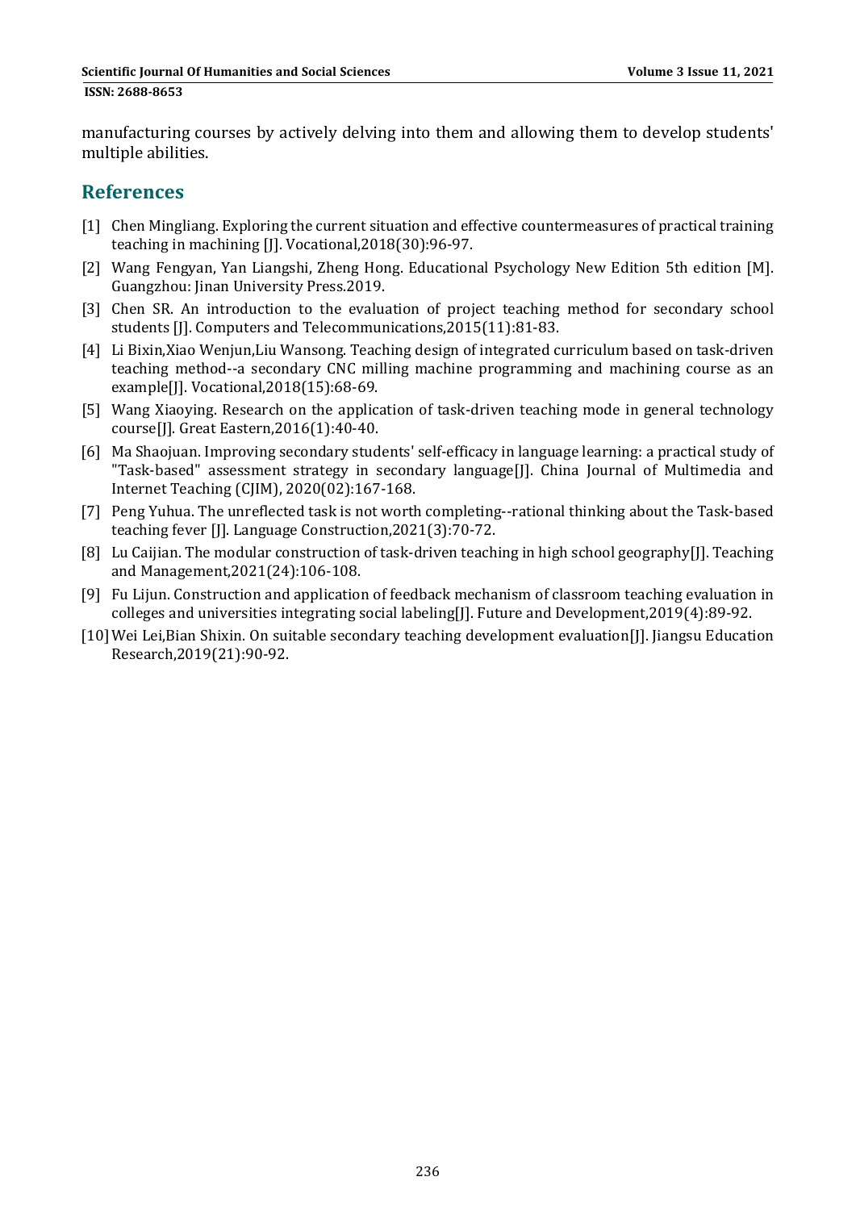manufacturing courses by actively delving into them and allowing them to develop students' multiple abilities.

## References

[1] Chen Mingliang. Exploring the current situation and effective countermeasures of practical training teaching in machining [J]. Vocational,2018(30):96-97.

[2] Wang Fengyan, Yan Liangshi, Zheng Hong. Educational Psychology New Edition 5th edition [M]. Guangzhou: Jinan University Press.2019.

[3] Chen SR. An introduction to the evaluation of project teaching method for secondary school students [J]. Computers and Telecommunications,2015(11):81-83.

[4] Li Bixin,Xiao Wenjun,Liu Wansong. Teaching design of integrated curriculum based on task-driven teaching method--a secondary CNC milling machine programming and machining course as an example[J]. Vocational,2018(15):68-69.

[5] Wang Xiaoying. Research on the application of task-driven teaching mode in general technology course[J]. Great Eastern,2016(1):40-40.

[6] Ma Shaojuan. Improving secondary students' self-efficacy in language learning: a practical study of "Task-based" assessment strategy in secondary language[J]. China Journal of Multimedia and Internet Teaching (CJIM), 2020(02):167-168.

[7] Peng Yuhua. The unreflected task is not worth completing--rational thinking about the Task-based teaching fever [J]. Language Construction,2021(3):70-72.

[8] Lu Caijian. The modular construction of task-driven teaching in high school geography[J]. Teaching and Management,2021(24):106-108.

[9] Fu Lijun. Construction and application of feedback mechanism of classroom teaching evaluation in colleges and universities integrating social labeling[J]. Future and Development,2019(4):89-92.

[10] Wei Lei,Bian Shixin. On suitable secondary teaching development evaluation[J]. Jiangsu Education Research,2019(21):90-92.